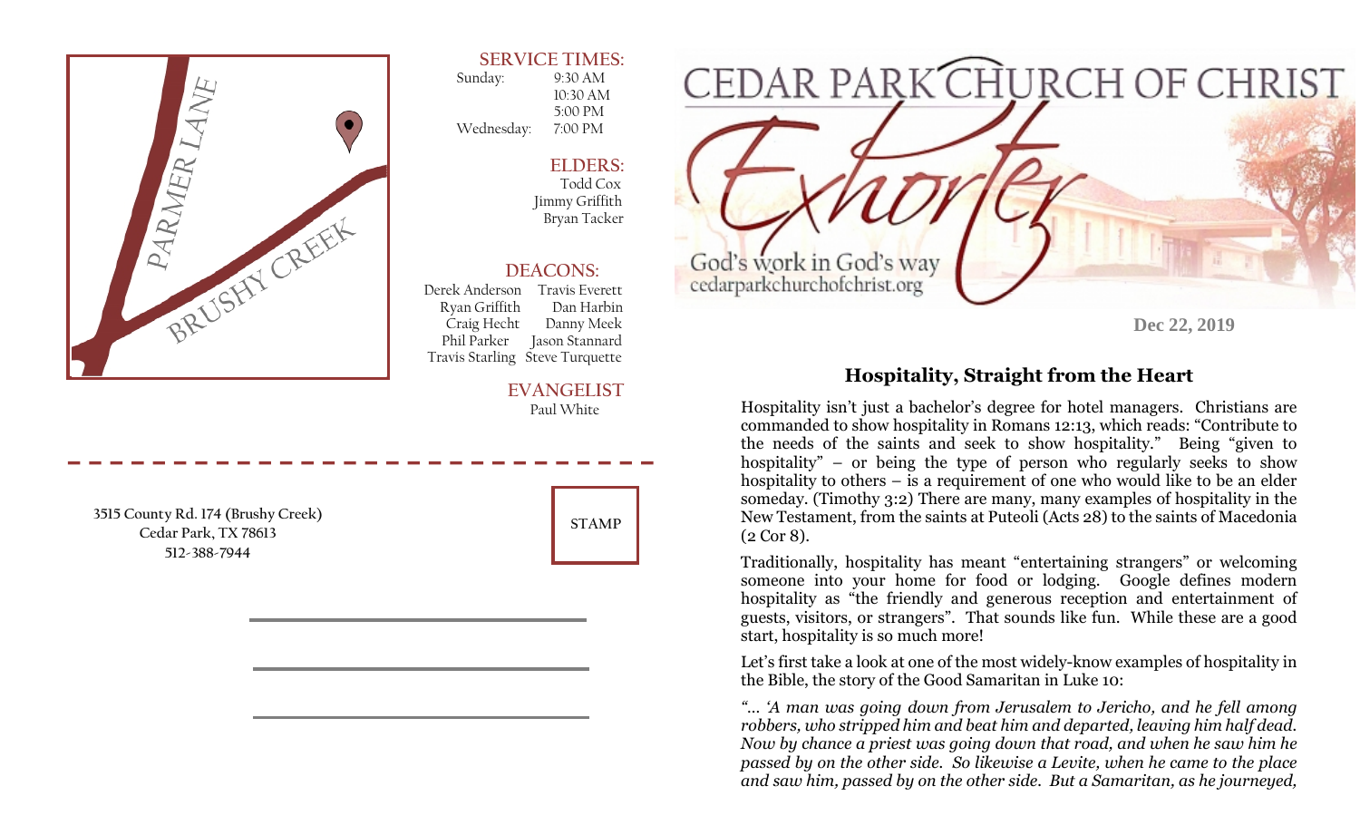PARMER LANE

BRUSHY CREEK

## SERVICE TIMES:

Sunday: 9:30 AM
10:30 AM
5:00 PM
Wednesday: 7:00 PM

## ELDERS:

Todd Cox
Jimmy Griffith
Bryan Tacker

## DEACONS:

Derek Anderson, Travis Everett
Ryan Griffith, Dan Harbin
Craig Hecht, Danny Meek
Phil Parker, Jason Stannard
Travis Starling, Steve Turquette

## EVANGELIST

Paul White

3515 County Rd. 174 (Brushy Creek)
Cedar Park, TX 78613
512-388-7944

STAMP

# CEDAR PARK CHURCH OF CHRIST

# Exhorter

God's work in God's way
cedarparkchurchofchrist.org

**Dec 22, 2019**

## Hospitality, Straight from the Heart

Hospitality isn't just a bachelor's degree for hotel managers. Christians are commanded to show hospitality in Romans 12:13, which reads: "Contribute to the needs of the saints and seek to show hospitality." Being "given to hospitality" – or being the type of person who regularly seeks to show hospitality to others – is a requirement of one who would like to be an elder someday. (Timothy 3:2) There are many, many examples of hospitality in the New Testament, from the saints at Puteoli (Acts 28) to the saints of Macedonia (2 Cor 8).

Traditionally, hospitality has meant "entertaining strangers" or welcoming someone into your home for food or lodging. Google defines modern hospitality as "the friendly and generous reception and entertainment of guests, visitors, or strangers". That sounds like fun. While these are a good start, hospitality is so much more!

Let's first take a look at one of the most widely-know examples of hospitality in the Bible, the story of the Good Samaritan in Luke 10:

*"… 'A man was going down from Jerusalem to Jericho, and he fell among robbers, who stripped him and beat him and departed, leaving him half dead. Now by chance a priest was going down that road, and when he saw him he passed by on the other side. So likewise a Levite, when he came to the place and saw him, passed by on the other side. But a Samaritan, as he journeyed,*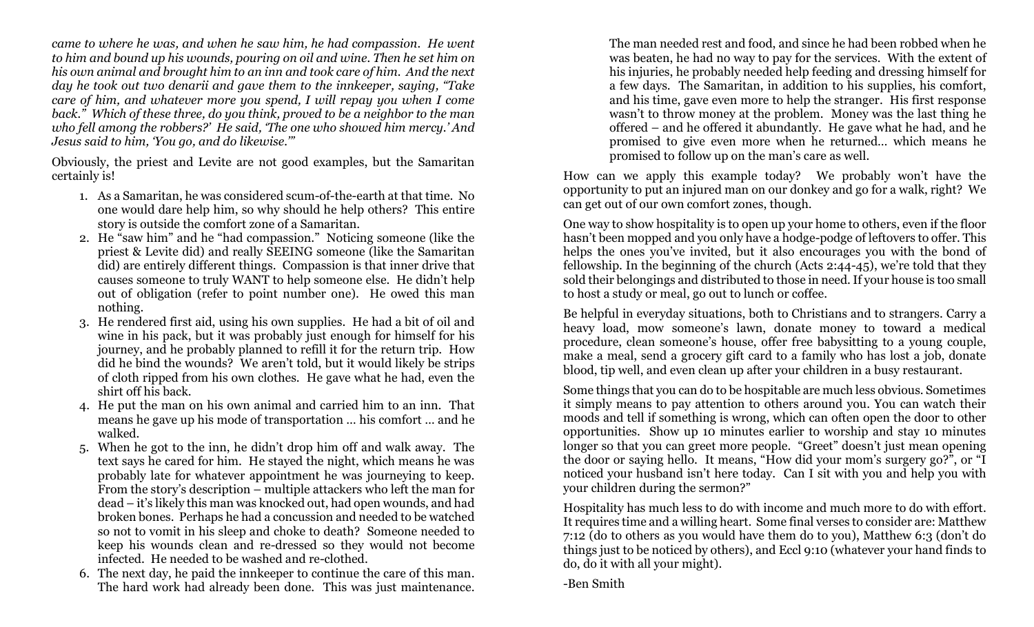*came to where he was, and when he saw him, he had compassion. He went to him and bound up his wounds, pouring on oil and wine. Then he set him on his own animal and brought him to an inn and took care of him. And the next day he took out two denarii and gave them to the innkeeper, saying, "Take care of him, and whatever more you spend, I will repay you when I come back." Which of these three, do you think, proved to be a neighbor to the man who fell among the robbers?' He said, 'The one who showed him mercy.' And Jesus said to him, 'You go, and do likewise.'"*

Obviously, the priest and Levite are not good examples, but the Samaritan certainly is!

1. As a Samaritan, he was considered scum-of-the-earth at that time. No one would dare help him, so why should he help others? This entire story is outside the comfort zone of a Samaritan.
2. He "saw him" and he "had compassion." Noticing someone (like the priest & Levite did) and really SEEING someone (like the Samaritan did) are entirely different things. Compassion is that inner drive that causes someone to truly WANT to help someone else. He didn't help out of obligation (refer to point number one). He owed this man nothing.
3. He rendered first aid, using his own supplies. He had a bit of oil and wine in his pack, but it was probably just enough for himself for his journey, and he probably planned to refill it for the return trip. How did he bind the wounds? We aren't told, but it would likely be strips of cloth ripped from his own clothes. He gave what he had, even the shirt off his back.
4. He put the man on his own animal and carried him to an inn. That means he gave up his mode of transportation … his comfort … and he walked.
5. When he got to the inn, he didn't drop him off and walk away. The text says he cared for him. He stayed the night, which means he was probably late for whatever appointment he was journeying to keep. From the story's description – multiple attackers who left the man for dead – it's likely this man was knocked out, had open wounds, and had broken bones. Perhaps he had a concussion and needed to be watched so not to vomit in his sleep and choke to death? Someone needed to keep his wounds clean and re-dressed so they would not become infected. He needed to be washed and re-clothed.
6. The next day, he paid the innkeeper to continue the care of this man. The hard work had already been done. This was just maintenance. The man needed rest and food, and since he had been robbed when he was beaten, he had no way to pay for the services. With the extent of his injuries, he probably needed help feeding and dressing himself for a few days. The Samaritan, in addition to his supplies, his comfort, and his time, gave even more to help the stranger. His first response wasn't to throw money at the problem. Money was the last thing he offered – and he offered it abundantly. He gave what he had, and he promised to give even more when he returned… which means he promised to follow up on the man's care as well.

How can we apply this example today? We probably won't have the opportunity to put an injured man on our donkey and go for a walk, right? We can get out of our own comfort zones, though.

One way to show hospitality is to open up your home to others, even if the floor hasn't been mopped and you only have a hodge-podge of leftovers to offer. This helps the ones you've invited, but it also encourages you with the bond of fellowship. In the beginning of the church (Acts 2:44-45), we're told that they sold their belongings and distributed to those in need. If your house is too small to host a study or meal, go out to lunch or coffee.

Be helpful in everyday situations, both to Christians and to strangers. Carry a heavy load, mow someone's lawn, donate money to toward a medical procedure, clean someone's house, offer free babysitting to a young couple, make a meal, send a grocery gift card to a family who has lost a job, donate blood, tip well, and even clean up after your children in a busy restaurant.

Some things that you can do to be hospitable are much less obvious. Sometimes it simply means to pay attention to others around you. You can watch their moods and tell if something is wrong, which can often open the door to other opportunities. Show up 10 minutes earlier to worship and stay 10 minutes longer so that you can greet more people. "Greet" doesn't just mean opening the door or saying hello. It means, "How did your mom's surgery go?", or "I noticed your husband isn't here today. Can I sit with you and help you with your children during the sermon?"

Hospitality has much less to do with income and much more to do with effort. It requires time and a willing heart. Some final verses to consider are: Matthew 7:12 (do to others as you would have them do to you), Matthew 6:3 (don't do things just to be noticed by others), and Eccl 9:10 (whatever your hand finds to do, do it with all your might).

-Ben Smith